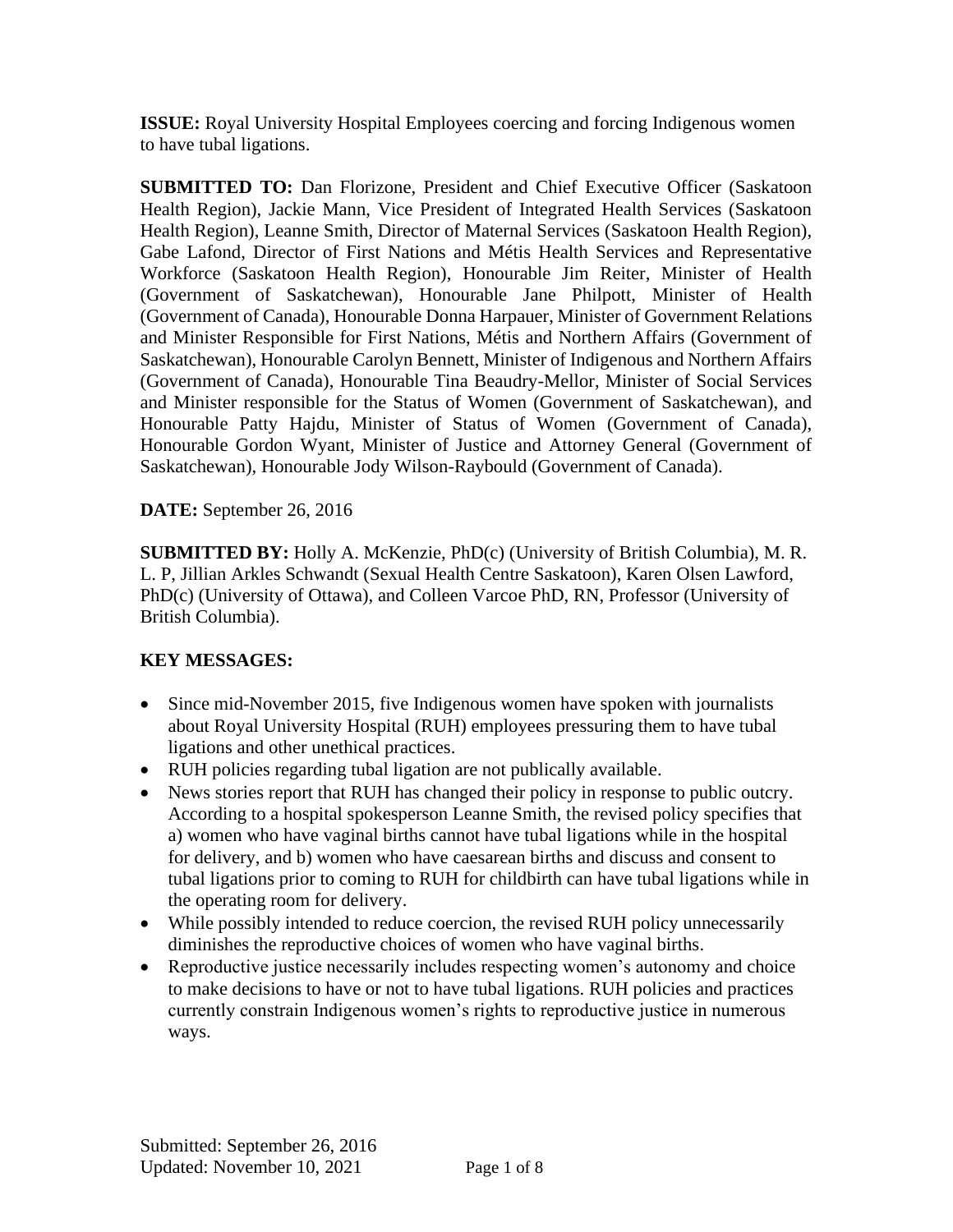**ISSUE:** Royal University Hospital Employees coercing and forcing Indigenous women to have tubal ligations.

**SUBMITTED TO:** Dan Florizone, President and Chief Executive Officer (Saskatoon Health Region), Jackie Mann, Vice President of Integrated Health Services (Saskatoon Health Region), Leanne Smith, Director of Maternal Services (Saskatoon Health Region), Gabe Lafond, Director of First Nations and Métis Health Services and Representative Workforce (Saskatoon Health Region), Honourable Jim Reiter, Minister of Health (Government of Saskatchewan), Honourable Jane Philpott, Minister of Health (Government of Canada), Honourable Donna Harpauer, Minister of Government Relations and Minister Responsible for First Nations, Métis and Northern Affairs (Government of Saskatchewan), Honourable Carolyn Bennett, Minister of Indigenous and Northern Affairs (Government of Canada), Honourable Tina Beaudry-Mellor, Minister of Social Services and Minister responsible for the Status of Women (Government of Saskatchewan), and Honourable Patty Hajdu, Minister of Status of Women (Government of Canada), Honourable Gordon Wyant, Minister of Justice and Attorney General (Government of Saskatchewan), Honourable Jody Wilson-Raybould (Government of Canada).

**DATE:** September 26, 2016

**SUBMITTED BY:** Holly A. McKenzie, PhD(c) (University of British Columbia), M. R. L. P, Jillian Arkles Schwandt (Sexual Health Centre Saskatoon), Karen Olsen Lawford, PhD(c) (University of Ottawa), and Colleen Varcoe PhD, RN, Professor (University of British Columbia).

**KEY MESSAGES:**

- Since mid-November 2015, five Indigenous women have spoken with journalists about Royal University Hospital (RUH) employees pressuring them to have tubal ligations and other unethical practices.
- RUH policies regarding tubal ligation are not publically available.
- News stories report that RUH has changed their policy in response to public outcry. According to a hospital spokesperson Leanne Smith, the revised policy specifies that a) women who have vaginal births cannot have tubal ligations while in the hospital for delivery, and b) women who have caesarean births and discuss and consent to tubal ligations prior to coming to RUH for childbirth can have tubal ligations while in the operating room for delivery.
- While possibly intended to reduce coercion, the revised RUH policy unnecessarily diminishes the reproductive choices of women who have vaginal births.
- Reproductive justice necessarily includes respecting women's autonomy and choice to make decisions to have or not to have tubal ligations. RUH policies and practices currently constrain Indigenous women's rights to reproductive justice in numerous ways.

Submitted: September 26, 2016
Updated: November 10, 2021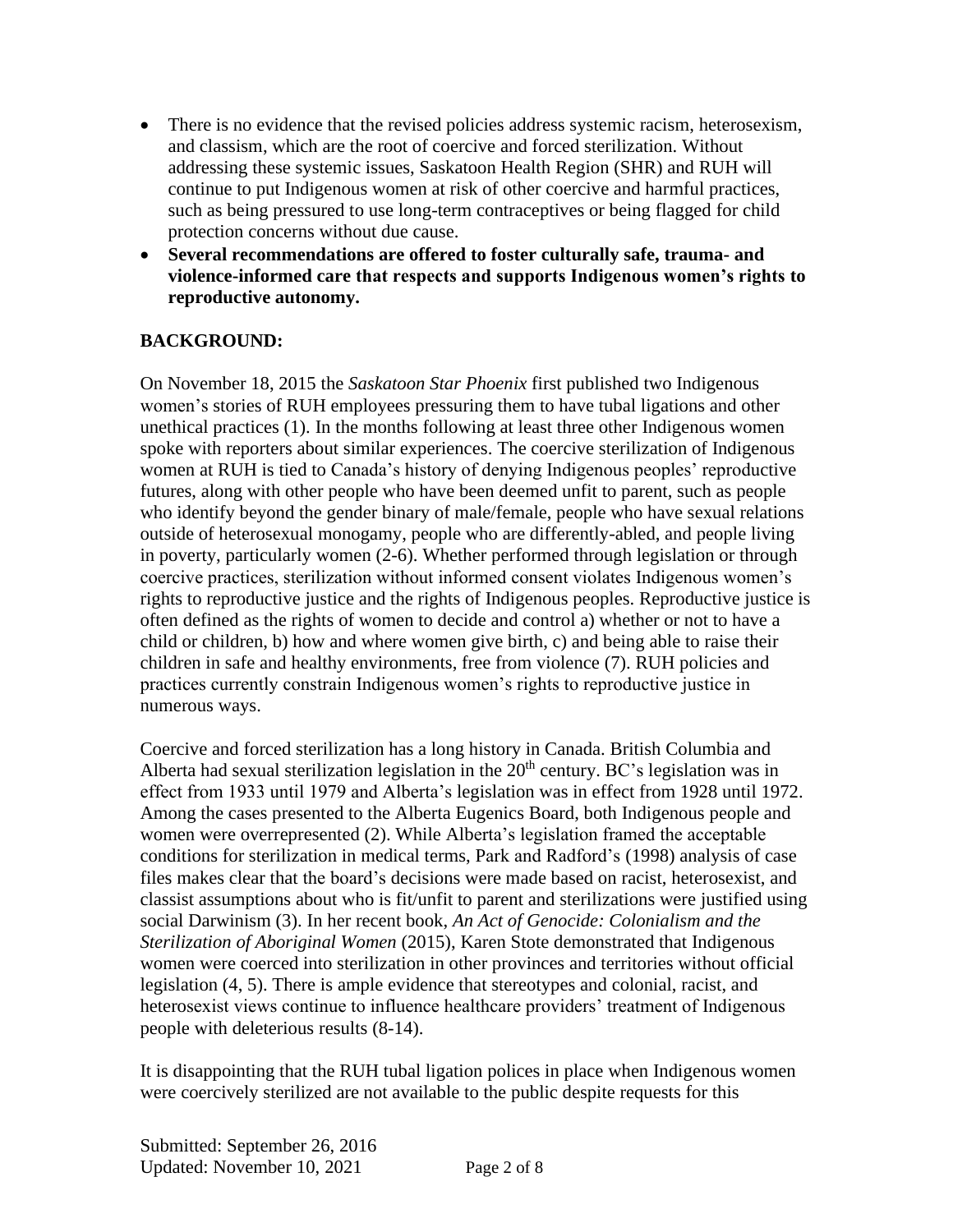- There is no evidence that the revised policies address systemic racism, heterosexism, and classism, which are the root of coercive and forced sterilization. Without addressing these systemic issues, Saskatoon Health Region (SHR) and RUH will continue to put Indigenous women at risk of other coercive and harmful practices, such as being pressured to use long-term contraceptives or being flagged for child protection concerns without due cause.
- **Several recommendations are offered to foster culturally safe, trauma- and violence-informed care that respects and supports Indigenous women's rights to reproductive autonomy.**

## BACKGROUND:

On November 18, 2015 the *Saskatoon Star Phoenix* first published two Indigenous women's stories of RUH employees pressuring them to have tubal ligations and other unethical practices (1). In the months following at least three other Indigenous women spoke with reporters about similar experiences. The coercive sterilization of Indigenous women at RUH is tied to Canada's history of denying Indigenous peoples' reproductive futures, along with other people who have been deemed unfit to parent, such as people who identify beyond the gender binary of male/female, people who have sexual relations outside of heterosexual monogamy, people who are differently-abled, and people living in poverty, particularly women (2-6). Whether performed through legislation or through coercive practices, sterilization without informed consent violates Indigenous women's rights to reproductive justice and the rights of Indigenous peoples. Reproductive justice is often defined as the rights of women to decide and control a) whether or not to have a child or children, b) how and where women give birth, c) and being able to raise their children in safe and healthy environments, free from violence (7). RUH policies and practices currently constrain Indigenous women's rights to reproductive justice in numerous ways.

Coercive and forced sterilization has a long history in Canada. British Columbia and Alberta had sexual sterilization legislation in the 20th century. BC's legislation was in effect from 1933 until 1979 and Alberta's legislation was in effect from 1928 until 1972. Among the cases presented to the Alberta Eugenics Board, both Indigenous people and women were overrepresented (2). While Alberta's legislation framed the acceptable conditions for sterilization in medical terms, Park and Radford's (1998) analysis of case files makes clear that the board's decisions were made based on racist, heterosexist, and classist assumptions about who is fit/unfit to parent and sterilizations were justified using social Darwinism (3). In her recent book, *An Act of Genocide: Colonialism and the Sterilization of Aboriginal Women* (2015), Karen Stote demonstrated that Indigenous women were coerced into sterilization in other provinces and territories without official legislation (4, 5). There is ample evidence that stereotypes and colonial, racist, and heterosexist views continue to influence healthcare providers' treatment of Indigenous people with deleterious results (8-14).

It is disappointing that the RUH tubal ligation polices in place when Indigenous women were coercively sterilized are not available to the public despite requests for this

Submitted: September 26, 2016
Updated: November 10, 2021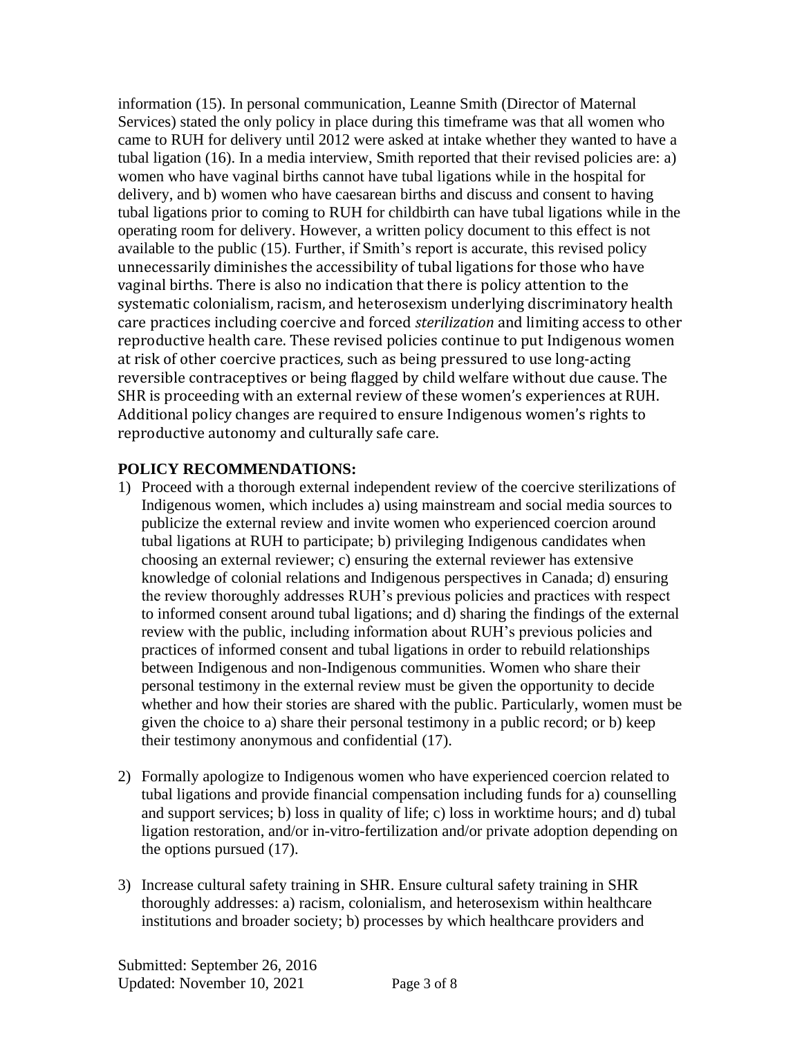information (15). In personal communication, Leanne Smith (Director of Maternal Services) stated the only policy in place during this timeframe was that all women who came to RUH for delivery until 2012 were asked at intake whether they wanted to have a tubal ligation (16). In a media interview, Smith reported that their revised policies are: a) women who have vaginal births cannot have tubal ligations while in the hospital for delivery, and b) women who have caesarean births and discuss and consent to having tubal ligations prior to coming to RUH for childbirth can have tubal ligations while in the operating room for delivery. However, a written policy document to this effect is not available to the public (15). Further, if Smith's report is accurate, this revised policy unnecessarily diminishes the accessibility of tubal ligations for those who have vaginal births. There is also no indication that there is policy attention to the systematic colonialism, racism, and heterosexism underlying discriminatory health care practices including coercive and forced *sterilization* and limiting access to other reproductive health care. These revised policies continue to put Indigenous women at risk of other coercive practices, such as being pressured to use long-acting reversible contraceptives or being flagged by child welfare without due cause. The SHR is proceeding with an external review of these women's experiences at RUH. Additional policy changes are required to ensure Indigenous women's rights to reproductive autonomy and culturally safe care.

**POLICY RECOMMENDATIONS:**

1) Proceed with a thorough external independent review of the coercive sterilizations of Indigenous women, which includes a) using mainstream and social media sources to publicize the external review and invite women who experienced coercion around tubal ligations at RUH to participate; b) privileging Indigenous candidates when choosing an external reviewer; c) ensuring the external reviewer has extensive knowledge of colonial relations and Indigenous perspectives in Canada; d) ensuring the review thoroughly addresses RUH's previous policies and practices with respect to informed consent around tubal ligations; and d) sharing the findings of the external review with the public, including information about RUH's previous policies and practices of informed consent and tubal ligations in order to rebuild relationships between Indigenous and non-Indigenous communities. Women who share their personal testimony in the external review must be given the opportunity to decide whether and how their stories are shared with the public. Particularly, women must be given the choice to a) share their personal testimony in a public record; or b) keep their testimony anonymous and confidential (17).

2) Formally apologize to Indigenous women who have experienced coercion related to tubal ligations and provide financial compensation including funds for a) counselling and support services; b) loss in quality of life; c) loss in worktime hours; and d) tubal ligation restoration, and/or in-vitro-fertilization and/or private adoption depending on the options pursued (17).

3) Increase cultural safety training in SHR. Ensure cultural safety training in SHR thoroughly addresses: a) racism, colonialism, and heterosexism within healthcare institutions and broader society; b) processes by which healthcare providers and

Submitted: September 26, 2016
Updated: November 10, 2021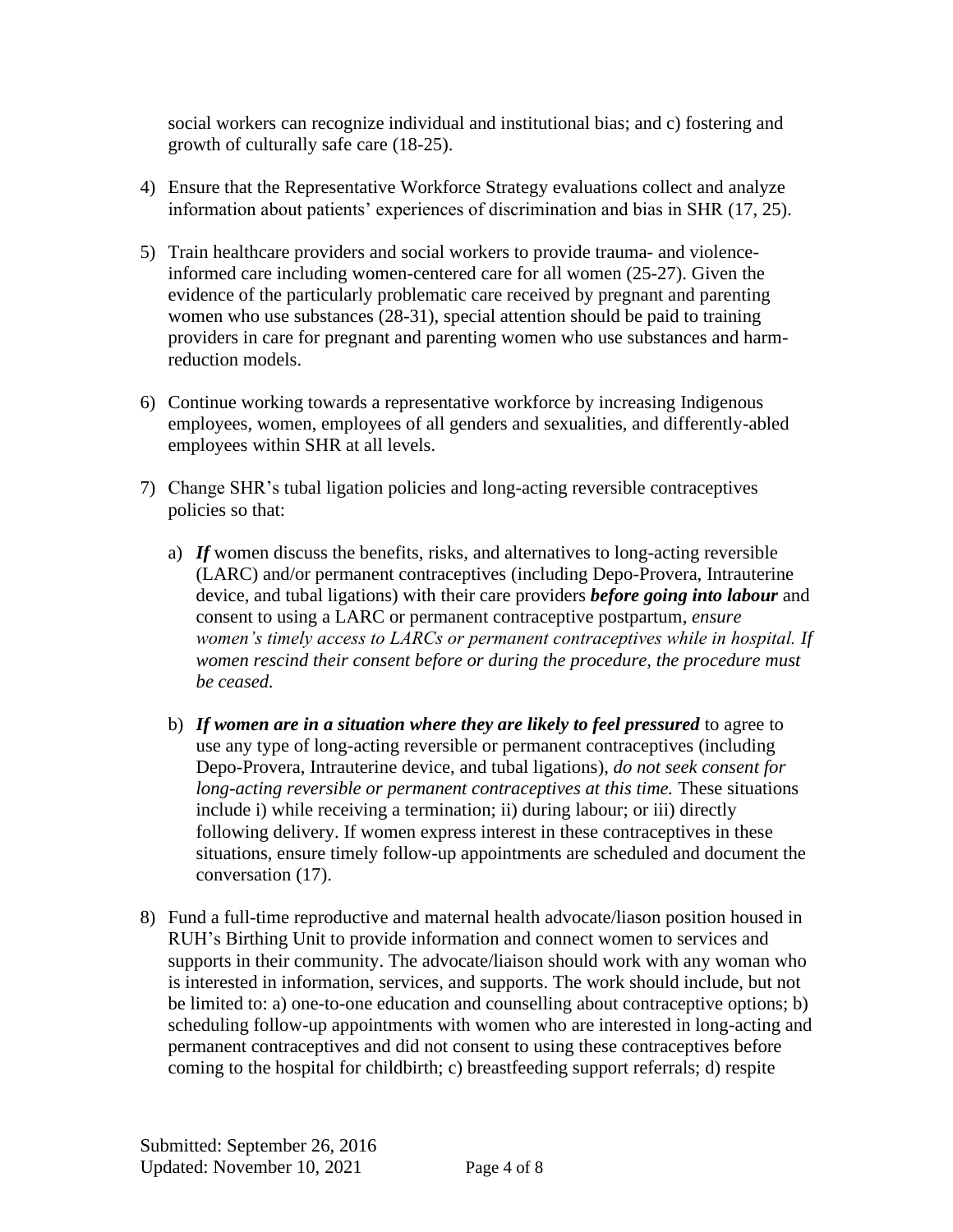social workers can recognize individual and institutional bias; and c) fostering and growth of culturally safe care (18-25).

4) Ensure that the Representative Workforce Strategy evaluations collect and analyze information about patients' experiences of discrimination and bias in SHR (17, 25).

5) Train healthcare providers and social workers to provide trauma- and violence-informed care including women-centered care for all women (25-27). Given the evidence of the particularly problematic care received by pregnant and parenting women who use substances (28-31), special attention should be paid to training providers in care for pregnant and parenting women who use substances and harm-reduction models.

6) Continue working towards a representative workforce by increasing Indigenous employees, women, employees of all genders and sexualities, and differently-abled employees within SHR at all levels.

7) Change SHR's tubal ligation policies and long-acting reversible contraceptives policies so that:

   a) ***If*** women discuss the benefits, risks, and alternatives to long-acting reversible (LARC) and/or permanent contraceptives (including Depo-Provera, Intrauterine device, and tubal ligations) with their care providers ***before going into labour*** and consent to using a LARC or permanent contraceptive postpartum, *ensure women's timely access to LARCs or permanent contraceptives while in hospital. If women rescind their consent before or during the procedure, the procedure must be ceased.*

   b) ***If women are in a situation where they are likely to feel pressured*** to agree to use any type of long-acting reversible or permanent contraceptives (including Depo-Provera, Intrauterine device, and tubal ligations), *do not seek consent for long-acting reversible or permanent contraceptives at this time.* These situations include i) while receiving a termination; ii) during labour; or iii) directly following delivery. If women express interest in these contraceptives in these situations, ensure timely follow-up appointments are scheduled and document the conversation (17).

8) Fund a full-time reproductive and maternal health advocate/liason position housed in RUH's Birthing Unit to provide information and connect women to services and supports in their community. The advocate/liaison should work with any woman who is interested in information, services, and supports. The work should include, but not be limited to: a) one-to-one education and counselling about contraceptive options; b) scheduling follow-up appointments with women who are interested in long-acting and permanent contraceptives and did not consent to using these contraceptives before coming to the hospital for childbirth; c) breastfeeding support referrals; d) respite

Submitted: September 26, 2016
Updated: November 10, 2021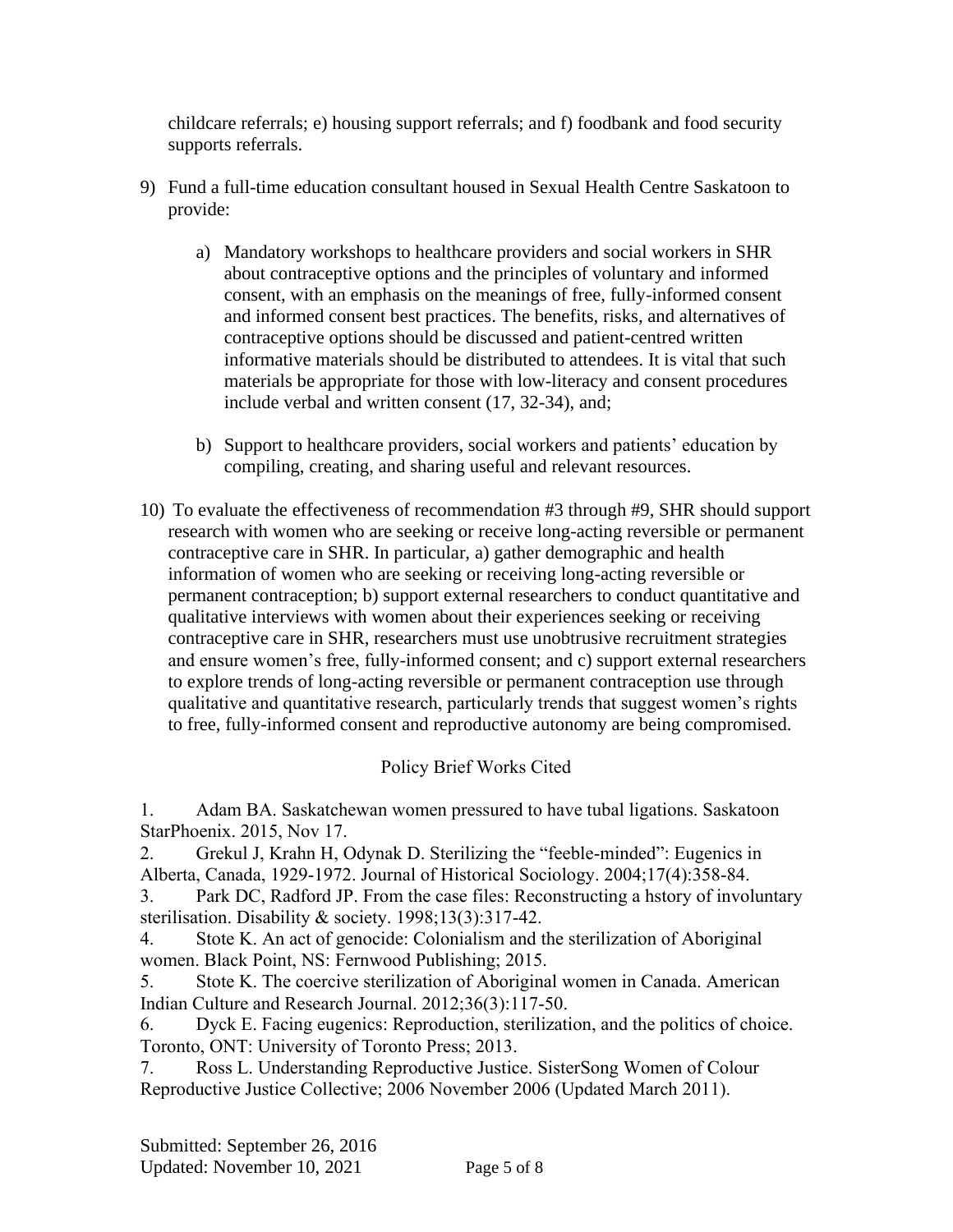childcare referrals; e) housing support referrals; and f) foodbank and food security supports referrals.

9) Fund a full-time education consultant housed in Sexual Health Centre Saskatoon to provide:

    a) Mandatory workshops to healthcare providers and social workers in SHR about contraceptive options and the principles of voluntary and informed consent, with an emphasis on the meanings of free, fully-informed consent and informed consent best practices. The benefits, risks, and alternatives of contraceptive options should be discussed and patient-centred written informative materials should be distributed to attendees. It is vital that such materials be appropriate for those with low-literacy and consent procedures include verbal and written consent (17, 32-34), and;

    b) Support to healthcare providers, social workers and patients' education by compiling, creating, and sharing useful and relevant resources.

10) To evaluate the effectiveness of recommendation #3 through #9, SHR should support research with women who are seeking or receive long-acting reversible or permanent contraceptive care in SHR. In particular, a) gather demographic and health information of women who are seeking or receiving long-acting reversible or permanent contraception; b) support external researchers to conduct quantitative and qualitative interviews with women about their experiences seeking or receiving contraceptive care in SHR, researchers must use unobtrusive recruitment strategies and ensure women's free, fully-informed consent; and c) support external researchers to explore trends of long-acting reversible or permanent contraception use through qualitative and quantitative research, particularly trends that suggest women's rights to free, fully-informed consent and reproductive autonomy are being compromised.

## Policy Brief Works Cited

1. Adam BA. Saskatchewan women pressured to have tubal ligations. Saskatoon StarPhoenix. 2015, Nov 17.
2. Grekul J, Krahn H, Odynak D. Sterilizing the "feeble-minded": Eugenics in Alberta, Canada, 1929-1972. Journal of Historical Sociology. 2004;17(4):358-84.
3. Park DC, Radford JP. From the case files: Reconstructing a hstory of involuntary sterilisation. Disability & society. 1998;13(3):317-42.
4. Stote K. An act of genocide: Colonialism and the sterilization of Aboriginal women. Black Point, NS: Fernwood Publishing; 2015.
5. Stote K. The coercive sterilization of Aboriginal women in Canada. American Indian Culture and Research Journal. 2012;36(3):117-50.
6. Dyck E. Facing eugenics: Reproduction, sterilization, and the politics of choice. Toronto, ONT: University of Toronto Press; 2013.
7. Ross L. Understanding Reproductive Justice. SisterSong Women of Colour Reproductive Justice Collective; 2006 November 2006 (Updated March 2011).

Submitted: September 26, 2016
Updated: November 10, 2021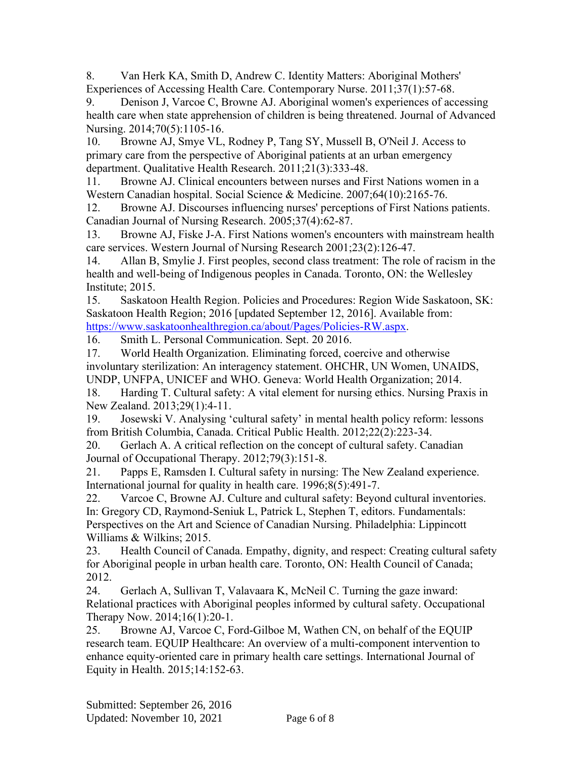8. Van Herk KA, Smith D, Andrew C. Identity Matters: Aboriginal Mothers' Experiences of Accessing Health Care. Contemporary Nurse. 2011;37(1):57-68.
9. Denison J, Varcoe C, Browne AJ. Aboriginal women's experiences of accessing health care when state apprehension of children is being threatened. Journal of Advanced Nursing. 2014;70(5):1105-16.
10. Browne AJ, Smye VL, Rodney P, Tang SY, Mussell B, O'Neil J. Access to primary care from the perspective of Aboriginal patients at an urban emergency department. Qualitative Health Research. 2011;21(3):333-48.
11. Browne AJ. Clinical encounters between nurses and First Nations women in a Western Canadian hospital. Social Science & Medicine. 2007;64(10):2165-76.
12. Browne AJ. Discourses influencing nurses' perceptions of First Nations patients. Canadian Journal of Nursing Research. 2005;37(4):62-87.
13. Browne AJ, Fiske J-A. First Nations women's encounters with mainstream health care services. Western Journal of Nursing Research 2001;23(2):126-47.
14. Allan B, Smylie J. First peoples, second class treatment: The role of racism in the health and well-being of Indigenous peoples in Canada. Toronto, ON: the Wellesley Institute; 2015.
15. Saskatoon Health Region. Policies and Procedures: Region Wide Saskatoon, SK: Saskatoon Health Region; 2016 [updated September 12, 2016]. Available from: https://www.saskatoonhealthregion.ca/about/Pages/Policies-RW.aspx.
16. Smith L. Personal Communication. Sept. 20 2016.
17. World Health Organization. Eliminating forced, coercive and otherwise involuntary sterilization: An interagency statement. OHCHR, UN Women, UNAIDS, UNDP, UNFPA, UNICEF and WHO. Geneva: World Health Organization; 2014.
18. Harding T. Cultural safety: A vital element for nursing ethics. Nursing Praxis in New Zealand. 2013;29(1):4-11.
19. Josewski V. Analysing 'cultural safety' in mental health policy reform: lessons from British Columbia, Canada. Critical Public Health. 2012;22(2):223-34.
20. Gerlach A. A critical reflection on the concept of cultural safety. Canadian Journal of Occupational Therapy. 2012;79(3):151-8.
21. Papps E, Ramsden I. Cultural safety in nursing: The New Zealand experience. International journal for quality in health care. 1996;8(5):491-7.
22. Varcoe C, Browne AJ. Culture and cultural safety: Beyond cultural inventories. In: Gregory CD, Raymond-Seniuk L, Patrick L, Stephen T, editors. Fundamentals: Perspectives on the Art and Science of Canadian Nursing. Philadelphia: Lippincott Williams & Wilkins; 2015.
23. Health Council of Canada. Empathy, dignity, and respect: Creating cultural safety for Aboriginal people in urban health care. Toronto, ON: Health Council of Canada; 2012.
24. Gerlach A, Sullivan T, Valavaara K, McNeil C. Turning the gaze inward: Relational practices with Aboriginal peoples informed by cultural safety. Occupational Therapy Now. 2014;16(1):20-1.
25. Browne AJ, Varcoe C, Ford-Gilboe M, Wathen CN, on behalf of the EQUIP research team. EQUIP Healthcare: An overview of a multi-component intervention to enhance equity-oriented care in primary health care settings. International Journal of Equity in Health. 2015;14:152-63.

Submitted: September 26, 2016
Updated: November 10, 2021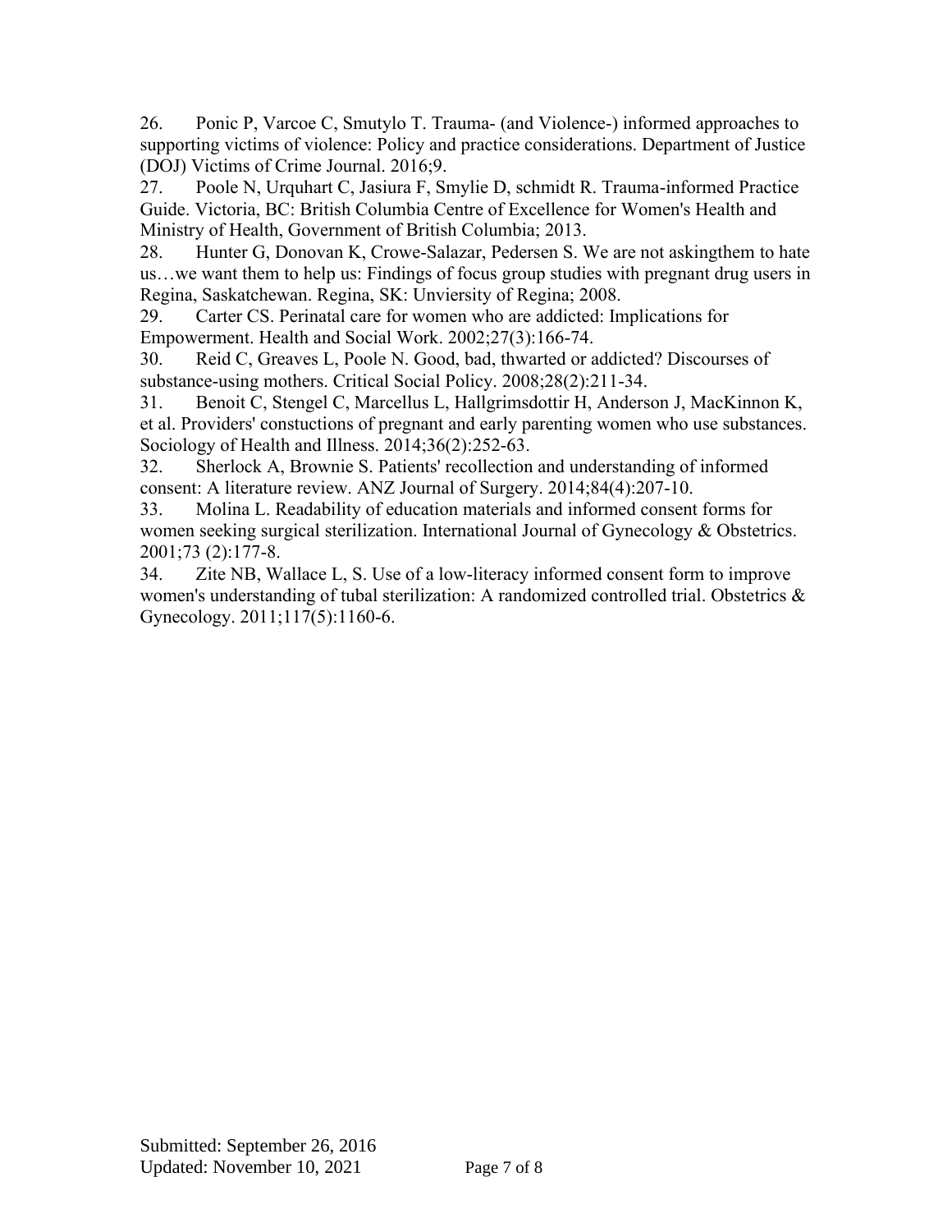26. Ponic P, Varcoe C, Smutylo T. Trauma- (and Violence-) informed approaches to supporting victims of violence: Policy and practice considerations. Department of Justice (DOJ) Victims of Crime Journal. 2016;9.
27. Poole N, Urquhart C, Jasiura F, Smylie D, schmidt R. Trauma-informed Practice Guide. Victoria, BC: British Columbia Centre of Excellence for Women's Health and Ministry of Health, Government of British Columbia; 2013.
28. Hunter G, Donovan K, Crowe-Salazar, Pedersen S. We are not askingthem to hate us…we want them to help us: Findings of focus group studies with pregnant drug users in Regina, Saskatchewan. Regina, SK: Unviersity of Regina; 2008.
29. Carter CS. Perinatal care for women who are addicted: Implications for Empowerment. Health and Social Work. 2002;27(3):166-74.
30. Reid C, Greaves L, Poole N. Good, bad, thwarted or addicted? Discourses of substance-using mothers. Critical Social Policy. 2008;28(2):211-34.
31. Benoit C, Stengel C, Marcellus L, Hallgrimsdottir H, Anderson J, MacKinnon K, et al. Providers' constuctions of pregnant and early parenting women who use substances. Sociology of Health and Illness. 2014;36(2):252-63.
32. Sherlock A, Brownie S. Patients' recollection and understanding of informed consent: A literature review. ANZ Journal of Surgery. 2014;84(4):207-10.
33. Molina L. Readability of education materials and informed consent forms for women seeking surgical sterilization. International Journal of Gynecology & Obstetrics. 2001;73 (2):177-8.
34. Zite NB, Wallace L, S. Use of a low-literacy informed consent form to improve women's understanding of tubal sterilization: A randomized controlled trial. Obstetrics & Gynecology. 2011;117(5):1160-6.

Submitted: September 26, 2016
Updated: November 10, 2021